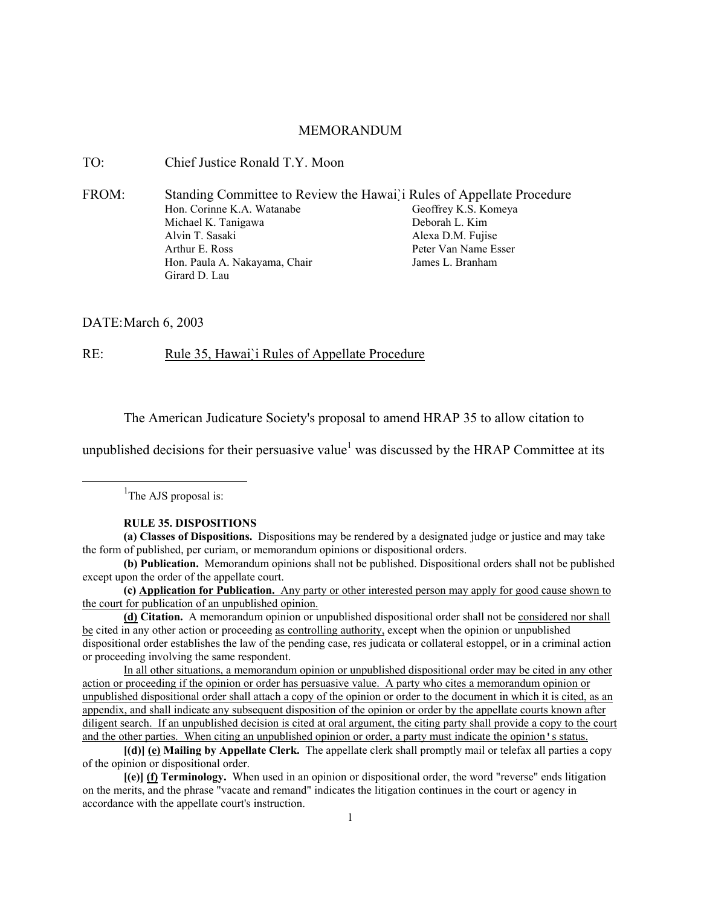# MEMORANDUM

TO: Chief Justice Ronald T.Y. Moon

FROM: Standing Committee to Review the Hawai`i Rules of Appellate Procedure

Hon. Corinne K.A. Watanabe
Michael K. Tanigawa
Alvin T. Sasaki
Arthur E. Ross
Hon. Paula A. Nakayama, Chair
Girard D. Lau
Geoffrey K.S. Komeya
Deborah L. Kim
Alexa D.M. Fujise
Peter Van Name Esser
James L. Branham

DATE: March 6, 2003

RE: <u>Rule 35, Hawai`i Rules of Appellate Procedure</u>

The American Judicature Society's proposal to amend HRAP 35 to allow citation to unpublished decisions for their persuasive value[1] was discussed by the HRAP Committee at its

---

[1]The AJS proposal is:

**RULE 35. DISPOSITIONS**

**(a) Classes of Dispositions.** Dispositions may be rendered by a designated judge or justice and may take the form of published, per curiam, or memorandum opinions or dispositional orders.

**(b) Publication.** Memorandum opinions shall not be published. Dispositional orders shall not be published except upon the order of the appellate court.

**(c) <u>Application for Publication.</u>** <u>Any party or other interested person may apply for good cause shown to the court for publication of an unpublished opinion.</u>

**<u>(d)</u> Citation.** A memorandum opinion or unpublished dispositional order shall not be <u>considered nor shall be</u> cited in any other action or proceeding <u>as controlling authority,</u> except when the opinion or unpublished dispositional order establishes the law of the pending case, res judicata or collateral estoppel, or in a criminal action or proceeding involving the same respondent.

<u>In all other situations, a memorandum opinion or unpublished dispositional order may be cited in any other action or proceeding if the opinion or order has persuasive value. A party who cites a memorandum opinion or unpublished dispositional order shall attach a copy of the opinion or order to the document in which it is cited, as an appendix, and shall indicate any subsequent disposition of the opinion or order by the appellate courts known after diligent search. If an unpublished decision is cited at oral argument, the citing party shall provide a copy to the court and the other parties. When citing an unpublished opinion or order, a party must indicate the opinion's status.</u>

**[(d)] <u>(e)</u> Mailing by Appellate Clerk.** The appellate clerk shall promptly mail or telefax all parties a copy of the opinion or dispositional order.

**[(e)] <u>(f)</u> Terminology.** When used in an opinion or dispositional order, the word "reverse" ends litigation on the merits, and the phrase "vacate and remand" indicates the litigation continues in the court or agency in accordance with the appellate court's instruction.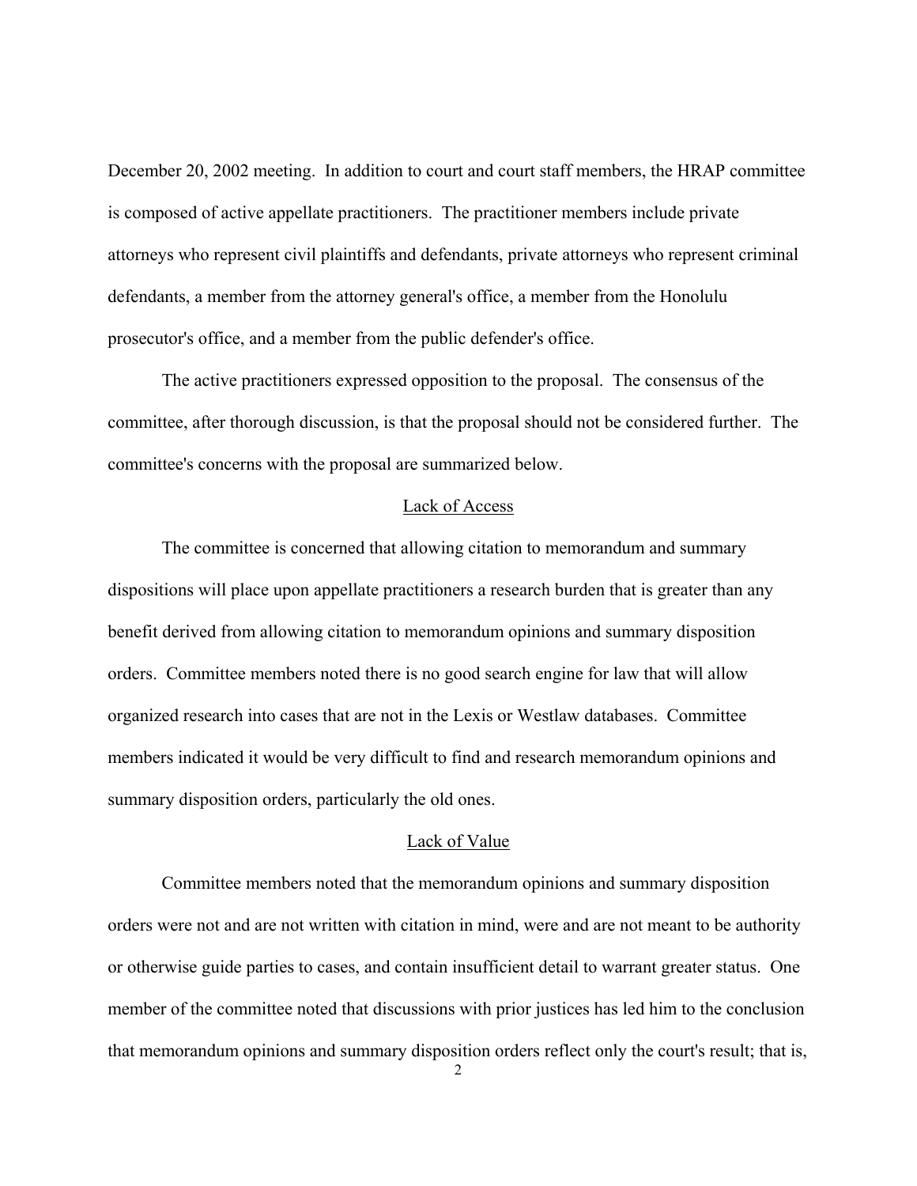December 20, 2002 meeting. In addition to court and court staff members, the HRAP committee is composed of active appellate practitioners. The practitioner members include private attorneys who represent civil plaintiffs and defendants, private attorneys who represent criminal defendants, a member from the attorney general's office, a member from the Honolulu prosecutor's office, and a member from the public defender's office.

The active practitioners expressed opposition to the proposal. The consensus of the committee, after thorough discussion, is that the proposal should not be considered further. The committee's concerns with the proposal are summarized below.

## Lack of Access

The committee is concerned that allowing citation to memorandum and summary dispositions will place upon appellate practitioners a research burden that is greater than any benefit derived from allowing citation to memorandum opinions and summary disposition orders. Committee members noted there is no good search engine for law that will allow organized research into cases that are not in the Lexis or Westlaw databases. Committee members indicated it would be very difficult to find and research memorandum opinions and summary disposition orders, particularly the old ones.

## Lack of Value

Committee members noted that the memorandum opinions and summary disposition orders were not and are not written with citation in mind, were and are not meant to be authority or otherwise guide parties to cases, and contain insufficient detail to warrant greater status. One member of the committee noted that discussions with prior justices has led him to the conclusion that memorandum opinions and summary disposition orders reflect only the court's result; that is,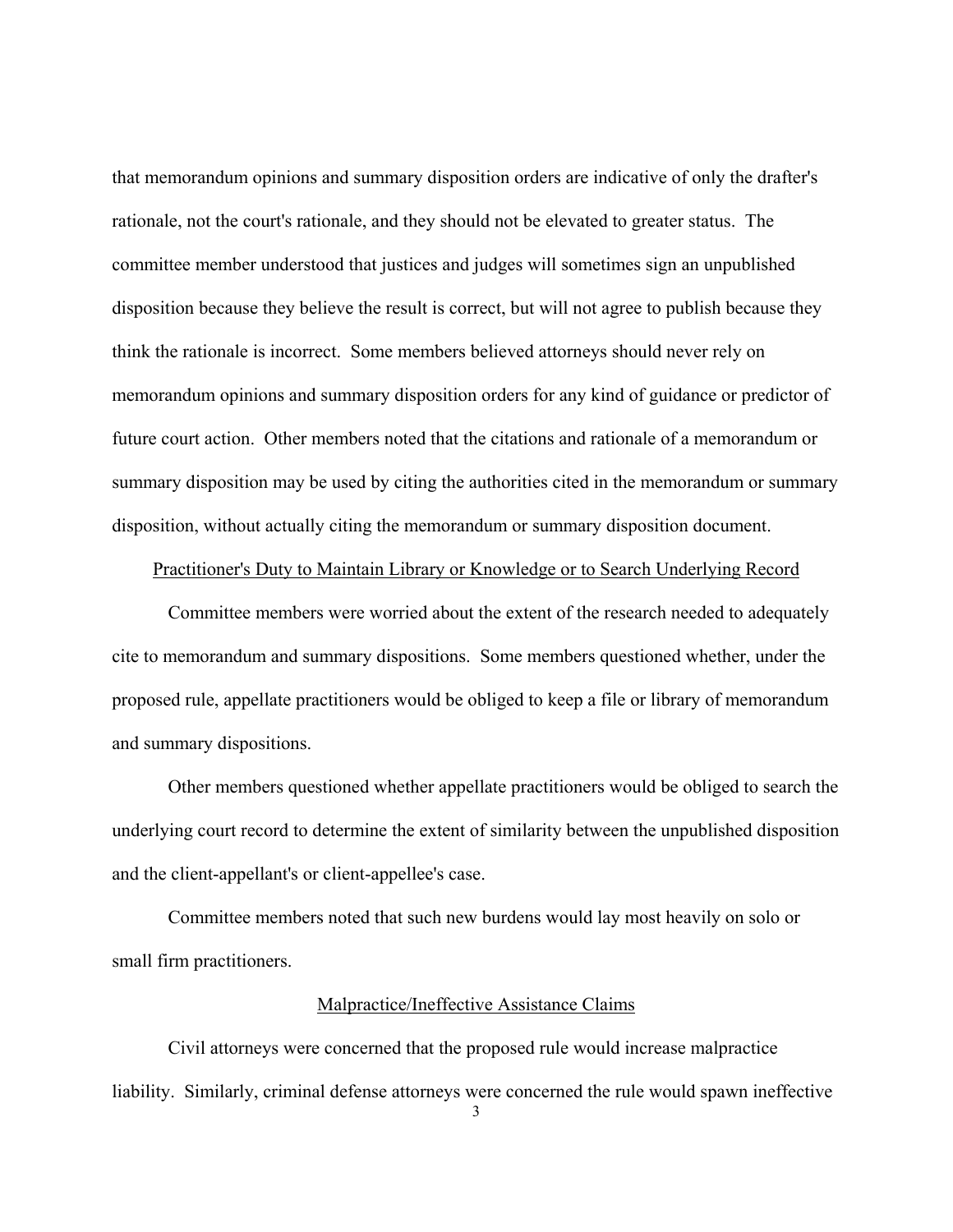that memorandum opinions and summary disposition orders are indicative of only the drafter's rationale, not the court's rationale, and they should not be elevated to greater status. The committee member understood that justices and judges will sometimes sign an unpublished disposition because they believe the result is correct, but will not agree to publish because they think the rationale is incorrect. Some members believed attorneys should never rely on memorandum opinions and summary disposition orders for any kind of guidance or predictor of future court action. Other members noted that the citations and rationale of a memorandum or summary disposition may be used by citing the authorities cited in the memorandum or summary disposition, without actually citing the memorandum or summary disposition document.

Practitioner's Duty to Maintain Library or Knowledge or to Search Underlying Record

Committee members were worried about the extent of the research needed to adequately cite to memorandum and summary dispositions. Some members questioned whether, under the proposed rule, appellate practitioners would be obliged to keep a file or library of memorandum and summary dispositions.

Other members questioned whether appellate practitioners would be obliged to search the underlying court record to determine the extent of similarity between the unpublished disposition and the client-appellant's or client-appellee's case.

Committee members noted that such new burdens would lay most heavily on solo or small firm practitioners.

Malpractice/Ineffective Assistance Claims

Civil attorneys were concerned that the proposed rule would increase malpractice liability. Similarly, criminal defense attorneys were concerned the rule would spawn ineffective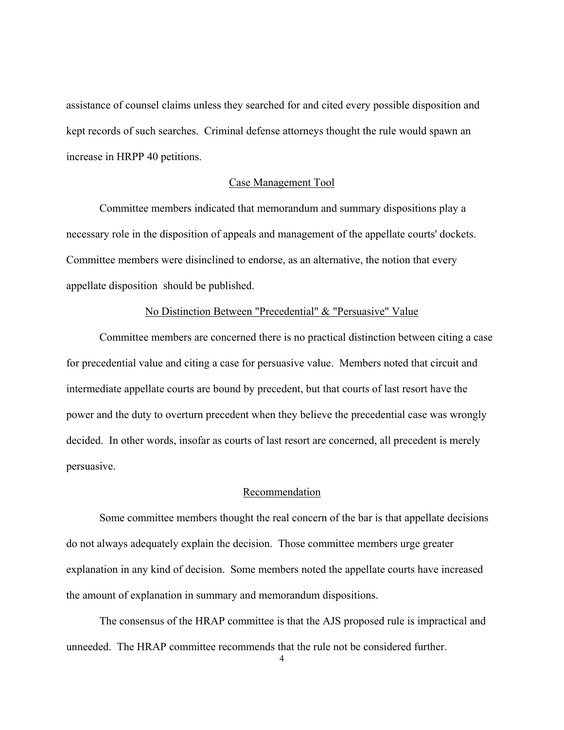assistance of counsel claims unless they searched for and cited every possible disposition and kept records of such searches. Criminal defense attorneys thought the rule would spawn an increase in HRPP 40 petitions.

## Case Management Tool

Committee members indicated that memorandum and summary dispositions play a necessary role in the disposition of appeals and management of the appellate courts' dockets. Committee members were disinclined to endorse, as an alternative, the notion that every appellate disposition should be published.

## No Distinction Between "Precedential" & "Persuasive" Value

Committee members are concerned there is no practical distinction between citing a case for precedential value and citing a case for persuasive value. Members noted that circuit and intermediate appellate courts are bound by precedent, but that courts of last resort have the power and the duty to overturn precedent when they believe the precedential case was wrongly decided. In other words, insofar as courts of last resort are concerned, all precedent is merely persuasive.

## Recommendation

Some committee members thought the real concern of the bar is that appellate decisions do not always adequately explain the decision. Those committee members urge greater explanation in any kind of decision. Some members noted the appellate courts have increased the amount of explanation in summary and memorandum dispositions.

The consensus of the HRAP committee is that the AJS proposed rule is impractical and unneeded. The HRAP committee recommends that the rule not be considered further.